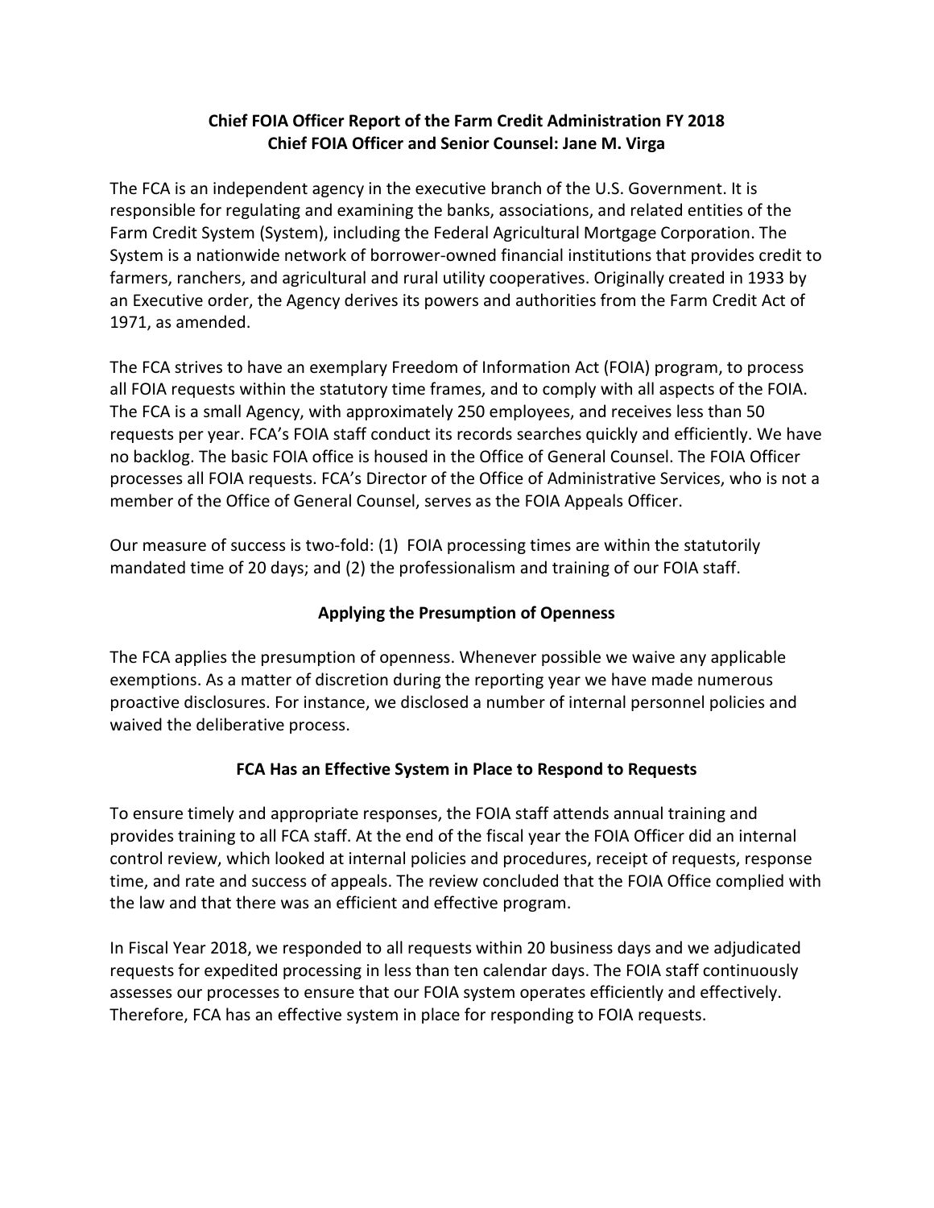# Chief FOIA Officer Report of the Farm Credit Administration FY 2018
## Chief FOIA Officer and Senior Counsel: Jane M. Virga

The FCA is an independent agency in the executive branch of the U.S. Government. It is responsible for regulating and examining the banks, associations, and related entities of the Farm Credit System (System), including the Federal Agricultural Mortgage Corporation. The System is a nationwide network of borrower-owned financial institutions that provides credit to farmers, ranchers, and agricultural and rural utility cooperatives. Originally created in 1933 by an Executive order, the Agency derives its powers and authorities from the Farm Credit Act of 1971, as amended.

The FCA strives to have an exemplary Freedom of Information Act (FOIA) program, to process all FOIA requests within the statutory time frames, and to comply with all aspects of the FOIA. The FCA is a small Agency, with approximately 250 employees, and receives less than 50 requests per year. FCA's FOIA staff conduct its records searches quickly and efficiently. We have no backlog. The basic FOIA office is housed in the Office of General Counsel. The FOIA Officer processes all FOIA requests. FCA's Director of the Office of Administrative Services, who is not a member of the Office of General Counsel, serves as the FOIA Appeals Officer.

Our measure of success is two-fold: (1) FOIA processing times are within the statutorily mandated time of 20 days; and (2) the professionalism and training of our FOIA staff.

## Applying the Presumption of Openness

The FCA applies the presumption of openness. Whenever possible we waive any applicable exemptions. As a matter of discretion during the reporting year we have made numerous proactive disclosures. For instance, we disclosed a number of internal personnel policies and waived the deliberative process.

## FCA Has an Effective System in Place to Respond to Requests

To ensure timely and appropriate responses, the FOIA staff attends annual training and provides training to all FCA staff. At the end of the fiscal year the FOIA Officer did an internal control review, which looked at internal policies and procedures, receipt of requests, response time, and rate and success of appeals. The review concluded that the FOIA Office complied with the law and that there was an efficient and effective program.

In Fiscal Year 2018, we responded to all requests within 20 business days and we adjudicated requests for expedited processing in less than ten calendar days. The FOIA staff continuously assesses our processes to ensure that our FOIA system operates efficiently and effectively. Therefore, FCA has an effective system in place for responding to FOIA requests.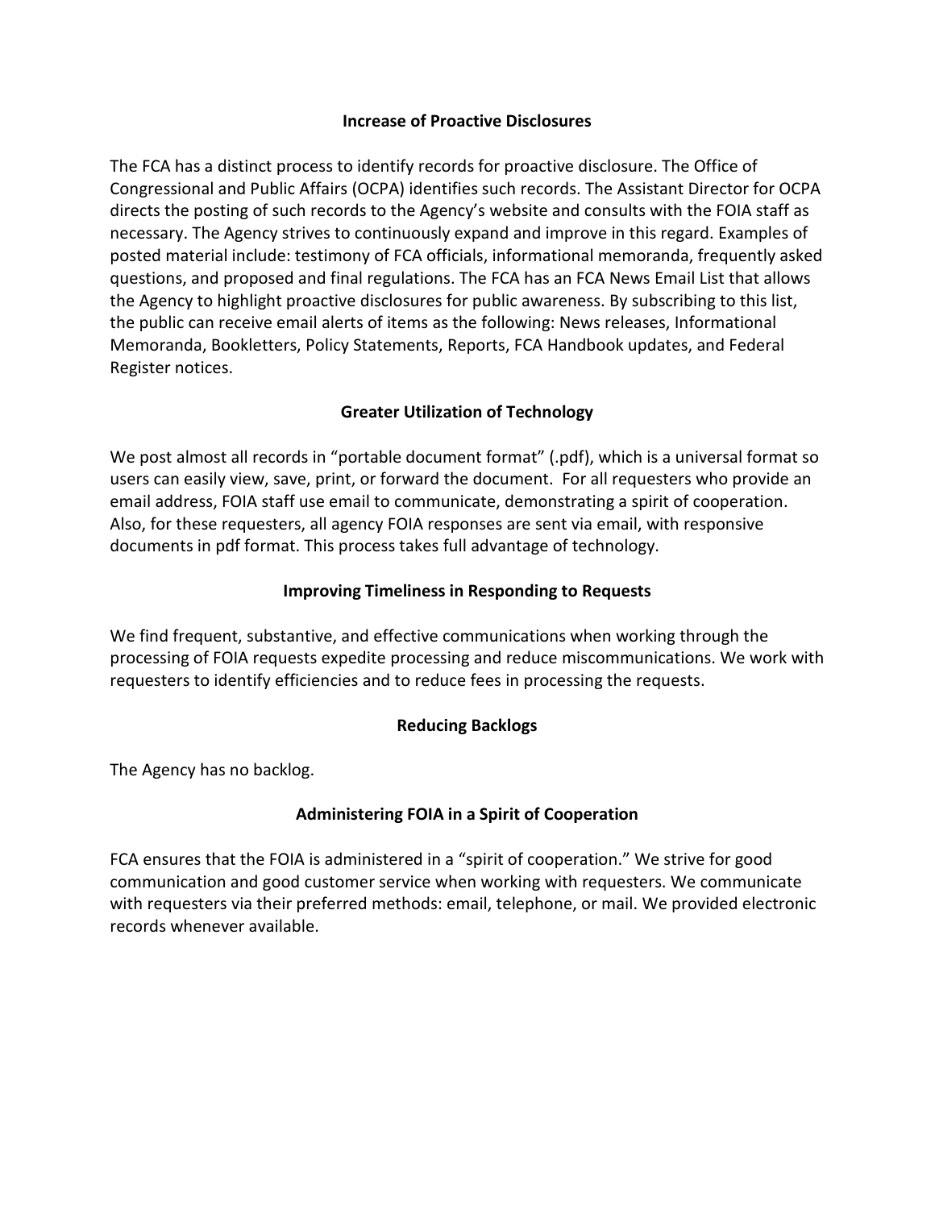## Increase of Proactive Disclosures

The FCA has a distinct process to identify records for proactive disclosure. The Office of Congressional and Public Affairs (OCPA) identifies such records. The Assistant Director for OCPA directs the posting of such records to the Agency's website and consults with the FOIA staff as necessary. The Agency strives to continuously expand and improve in this regard. Examples of posted material include: testimony of FCA officials, informational memoranda, frequently asked questions, and proposed and final regulations. The FCA has an FCA News Email List that allows the Agency to highlight proactive disclosures for public awareness. By subscribing to this list, the public can receive email alerts of items as the following: News releases, Informational Memoranda, Bookletters, Policy Statements, Reports, FCA Handbook updates, and Federal Register notices.

## Greater Utilization of Technology

We post almost all records in "portable document format" (.pdf), which is a universal format so users can easily view, save, print, or forward the document. For all requesters who provide an email address, FOIA staff use email to communicate, demonstrating a spirit of cooperation. Also, for these requesters, all agency FOIA responses are sent via email, with responsive documents in pdf format. This process takes full advantage of technology.

## Improving Timeliness in Responding to Requests

We find frequent, substantive, and effective communications when working through the processing of FOIA requests expedite processing and reduce miscommunications. We work with requesters to identify efficiencies and to reduce fees in processing the requests.

## Reducing Backlogs

The Agency has no backlog.

## Administering FOIA in a Spirit of Cooperation

FCA ensures that the FOIA is administered in a "spirit of cooperation." We strive for good communication and good customer service when working with requesters. We communicate with requesters via their preferred methods: email, telephone, or mail. We provided electronic records whenever available.